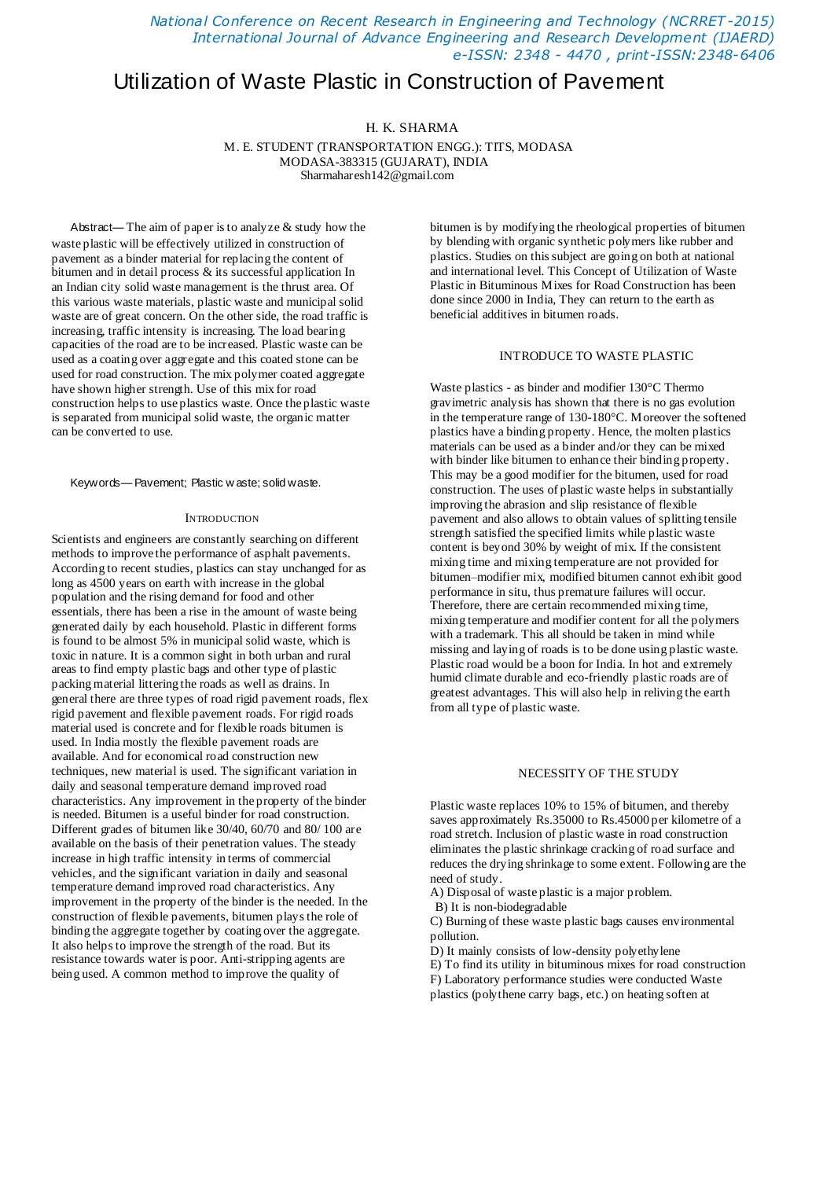# Utilization of Waste Plastic in Construction of Pavement

H. K. SHARMA

M. E. STUDENT (TRANSPORTATION ENGG.): TITS, MODASA
MODASA-383315 (GUJARAT), INDIA
Sharmaharesh142@gmail.com

*Abstract*— The aim of paper is to analyze & study how the waste plastic will be effectively utilized in construction of pavement as a binder material for replacing the content of bitumen and in detail process & its successful application In an Indian city solid waste management is the thrust area. Of this various waste materials, plastic waste and municipal solid waste are of great concern. On the other side, the road traffic is increasing, traffic intensity is increasing. The load bearing capacities of the road are to be increased. Plastic waste can be used as a coating over aggregate and this coated stone can be used for road construction. The mix polymer coated aggregate have shown higher strength. Use of this mix for road construction helps to use plastics waste. Once the plastic waste is separated from municipal solid waste, the organic matter can be converted to use.

*Keywords*— Pavement; Plastic w aste; solid waste.

## INTRODUCTION

Scientists and engineers are constantly searching on different methods to improve the performance of asphalt pavements. According to recent studies, plastics can stay unchanged for as long as 4500 years on earth with increase in the global population and the rising demand for food and other essentials, there has been a rise in the amount of waste being generated daily by each household. Plastic in different forms is found to be almost 5% in municipal solid waste, which is toxic in nature. It is a common sight in both urban and rural areas to find empty plastic bags and other type of plastic packing material littering the roads as well as drains. In general there are three types of road rigid pavement roads, flex rigid pavement and flexible pavement roads. For rigid roads material used is concrete and for flexible roads bitumen is used. In India mostly the flexible pavement roads are available. And for economical road construction new techniques, new material is used. The significant variation in daily and seasonal temperature demand improved road characteristics. Any improvement in the property of the binder is needed. Bitumen is a useful binder for road construction. Different grades of bitumen like 30/40, 60/70 and 80/ 100 are available on the basis of their penetration values. The steady increase in high traffic intensity in terms of commercial vehicles, and the significant variation in daily and seasonal temperature demand improved road characteristics. Any improvement in the property of the binder is the needed. In the construction of flexible pavements, bitumen plays the role of binding the aggregate together by coating over the aggregate. It also helps to improve the strength of the road. But its resistance towards water is poor. Anti-stripping agents are being used. A common method to improve the quality of bitumen is by modifying the rheological properties of bitumen by blending with organic synthetic polymers like rubber and plastics. Studies on this subject are going on both at national and international level. This Concept of Utilization of Waste Plastic in Bituminous Mixes for Road Construction has been done since 2000 in India, They can return to the earth as beneficial additives in bitumen roads.

## INTRODUCE TO WASTE PLASTIC

Waste plastics - as binder and modifier 130°C Thermo gravimetric analysis has shown that there is no gas evolution in the temperature range of 130-180°C. Moreover the softened plastics have a binding property. Hence, the molten plastics materials can be used as a binder and/or they can be mixed with binder like bitumen to enhance their binding property. This may be a good modifier for the bitumen, used for road construction. The uses of plastic waste helps in substantially improving the abrasion and slip resistance of flexible pavement and also allows to obtain values of splitting tensile strength satisfied the specified limits while plastic waste content is beyond 30% by weight of mix. If the consistent mixing time and mixing temperature are not provided for bitumen–modifier mix, modified bitumen cannot exhibit good performance in situ, thus premature failures will occur. Therefore, there are certain recommended mixing time, mixing temperature and modifier content for all the polymers with a trademark. This all should be taken in mind while missing and laying of roads is to be done using plastic waste. Plastic road would be a boon for India. In hot and extremely humid climate durable and eco-friendly plastic roads are of greatest advantages. This will also help in reliving the earth from all type of plastic waste.

## NECESSITY OF THE STUDY

Plastic waste replaces 10% to 15% of bitumen, and thereby saves approximately Rs.35000 to Rs.45000 per kilometre of a road stretch. Inclusion of plastic waste in road construction eliminates the plastic shrinkage cracking of road surface and reduces the drying shrinkage to some extent. Following are the need of study.

A) Disposal of waste plastic is a major problem.

B) It is non-biodegradable

C) Burning of these waste plastic bags causes environmental pollution.

D) It mainly consists of low-density polyethylene

E) To find its utility in bituminous mixes for road construction

F) Laboratory performance studies were conducted Waste plastics (polythene carry bags, etc.) on heating soften at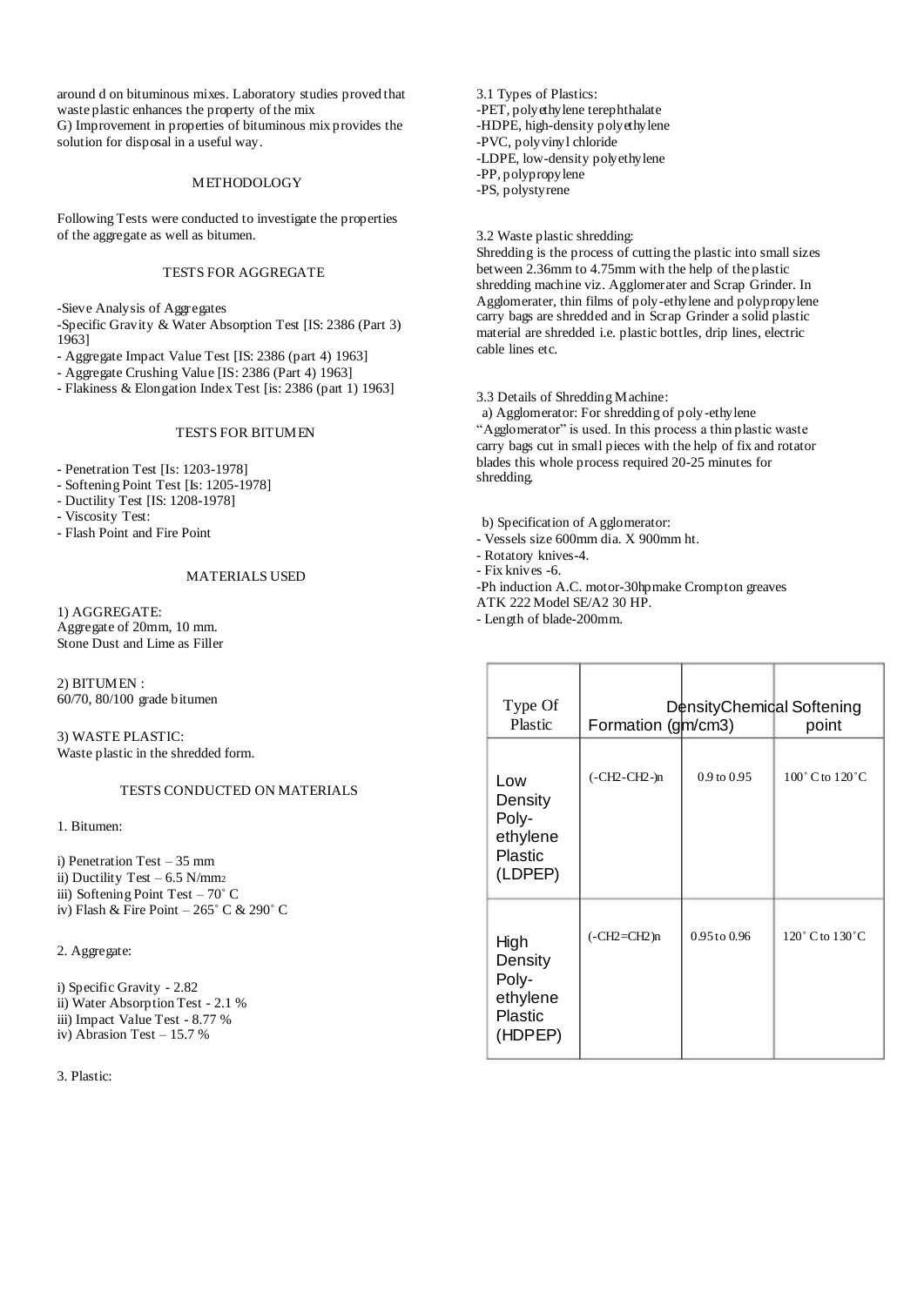around d on bituminous mixes. Laboratory studies proved that waste plastic enhances the property of the mix

G) Improvement in properties of bituminous mix provides the solution for disposal in a useful way.

## METHODOLOGY

Following Tests were conducted to investigate the properties of the aggregate as well as bitumen.

### TESTS FOR AGGREGATE

- Sieve Analysis of Aggregates
- Specific Gravity & Water Absorption Test [IS: 2386 (Part 3) 1963]
- Aggregate Impact Value Test [IS: 2386 (part 4) 1963]
- Aggregate Crushing Value [IS: 2386 (Part 4) 1963]
- Flakiness & Elongation Index Test [is: 2386 (part 1) 1963]

### TESTS FOR BITUMEN

- Penetration Test [Is: 1203-1978]
- Softening Point Test [Is: 1205-1978]
- Ductility Test [IS: 1208-1978]
- Viscosity Test:
- Flash Point and Fire Point

### MATERIALS USED

1) AGGREGATE:
Aggregate of 20mm, 10 mm.
Stone Dust and Lime as Filler

2) BITUMEN :
60/70, 80/100 grade bitumen

3) WASTE PLASTIC:
Waste plastic in the shredded form.

### TESTS CONDUCTED ON MATERIALS

1. Bitumen:

i) Penetration Test – 35 mm
ii) Ductility Test – 6.5 $N/mm^2$
iii) Softening Point Test – 70˚ C
iv) Flash & Fire Point – 265˚ C & 290˚ C

2. Aggregate:

i) Specific Gravity - 2.82
ii) Water Absorption Test - 2.1 %
iii) Impact Value Test - 8.77 %
iv) Abrasion Test – 15.7 %

3. Plastic:

3.1 Types of Plastics:
- PET, polyethylene terephthalate
- HDPE, high-density polyethylene
- PVC, polyvinyl chloride
- LDPE, low-density polyethylene
- PP, polypropylene
- PS, polystyrene

3.2 Waste plastic shredding:
Shredding is the process of cutting the plastic into small sizes between 2.36mm to 4.75mm with the help of the plastic shredding machine viz. Agglomerater and Scrap Grinder. In Agglomerater, thin films of poly-ethylene and polypropylene carry bags are shredded and in Scrap Grinder a solid plastic material are shredded i.e. plastic bottles, drip lines, electric cable lines etc.

3.3 Details of Shredding Machine:
a) Agglomerator: For shredding of poly-ethylene "Agglomerator" is used. In this process a thin plastic waste carry bags cut in small pieces with the help of fix and rotator blades this whole process required 20-25 minutes for shredding.

b) Specification of Agglomerator:
- Vessels size 600mm dia. X 900mm ht.
- Rotatory knives-4.
- Fix knives -6.
- Ph induction A.C. motor-30hp make Crompton greaves ATK 222 Model SE/A2 30 HP.
- Length of blade-200mm.

| Type Of Plastic | Chemical Formation | Density (gm/cm3) | Softening point |
|---|---|---|---|
| Low Density Poly-ethylene Plastic (LDPEP) | $(-CH_2-CH_2-)_n$ | 0.9 to 0.95 | 100˚ C to 120˚C |
| High Density Poly-ethylene Plastic (HDPEP) | $(-CH_2=CH_2)_n$ | 0.95 to 0.96 | 120˚ C to 130˚C |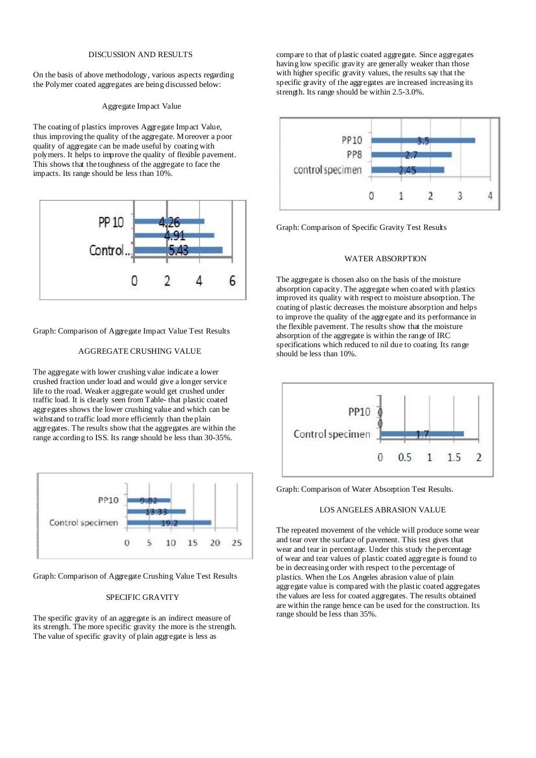## DISCUSSION AND RESULTS

On the basis of above methodology, various aspects regarding the Polymer coated aggregates are being discussed below:

### Aggregate Impact Value

The coating of plastics improves Aggregate Impact Value, thus improving the quality of the aggregate. Moreover a poor quality of aggregate can be made useful by coating with polymers. It helps to improve the quality of flexible pavement. This shows that the toughness of the aggregate to face the impacts. Its range should be less than 10%.

Graph: Comparison of Aggregate Impact Value Test Results

### AGGREGATE CRUSHING VALUE

The aggregate with lower crushing value indicate a lower crushed fraction under load and would give a longer service life to the road. Weaker aggregate would get crushed under traffic load. It is clearly seen from Table- that plastic coated aggregates shows the lower crushing value and which can be withstand to traffic load more efficiently than the plain aggregates. The results show that the aggregates are within the range according to ISS. Its range should be less than 30-35%.

Graph: Comparison of Aggregate Crushing Value Test Results

### SPECIFIC GRAVITY

The specific gravity of an aggregate is an indirect measure of its strength. The more specific gravity the more is the strength. The value of specific gravity of plain aggregate is less as compare to that of plastic coated aggregate. Since aggregates having low specific gravity are generally weaker than those with higher specific gravity values, the results say that the specific gravity of the aggregates are increased increasing its strength. Its range should be within 2.5-3.0%.

Graph: Comparison of Specific Gravity Test Results

### WATER ABSORPTION

The aggregate is chosen also on the basis of the moisture absorption capacity. The aggregate when coated with plastics improved its quality with respect to moisture absorption. The coating of plastic decreases the moisture absorption and helps to improve the quality of the aggregate and its performance in the flexible pavement. The results show that the moisture absorption of the aggregate is within the range of IRC specifications which reduced to nil due to coating. Its range should be less than 10%.

Graph: Comparison of Water Absorption Test Results.

### LOS ANGELES ABRASION VALUE

The repeated movement of the vehicle will produce some wear and tear over the surface of pavement. This test gives that wear and tear in percentage. Under this study the percentage of wear and tear values of plastic coated aggregate is found to be in decreasing order with respect to the percentage of plastics. When the Los Angeles abrasion value of plain aggregate value is compared with the plastic coated aggregates the values are less for coated aggregates. The results obtained are within the range hence can be used for the construction. Its range should be less than 35%.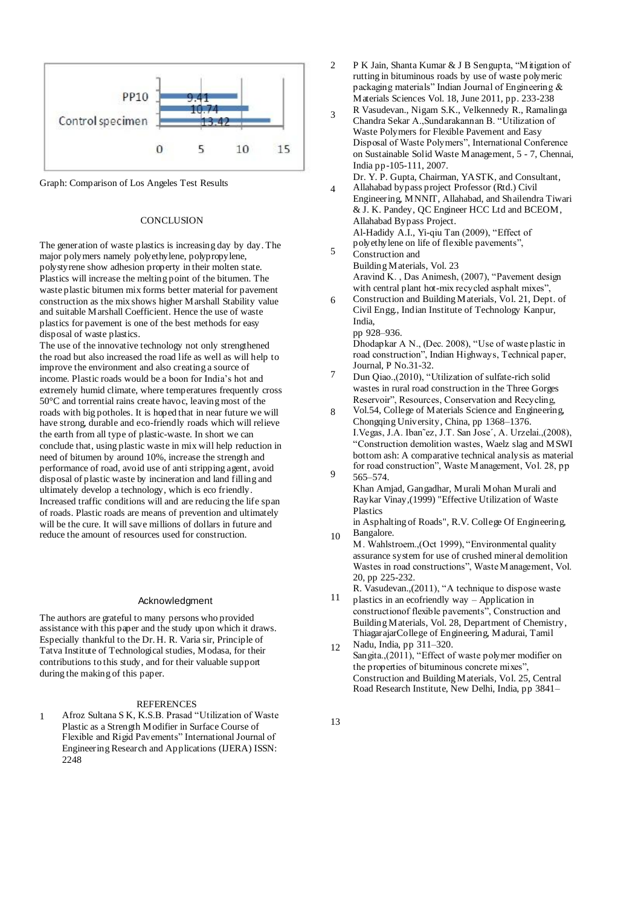Graph: Comparison of Los Angeles Test Results

## CONCLUSION

The generation of waste plastics is increasing day by day. The major polymers namely polyethylene, polypropylene, polystyrene show adhesion property in their molten state. Plastics will increase the melting point of the bitumen. The waste plastic bitumen mix forms better material for pavement construction as the mix shows higher Marshall Stability value and suitable Marshall Coefficient. Hence the use of waste plastics for pavement is one of the best methods for easy disposal of waste plastics.

The use of the innovative technology not only strengthened the road but also increased the road life as well as will help to improve the environment and also creating a source of income. Plastic roads would be a boon for India's hot and extremely humid climate, where temperatures frequently cross 50°C and torrential rains create havoc, leaving most of the roads with big potholes. It is hoped that in near future we will have strong, durable and eco-friendly roads which will relieve the earth from all type of plastic-waste. In short we can conclude that, using plastic waste in mix will help reduction in need of bitumen by around 10%, increase the strength and performance of road, avoid use of anti stripping agent, avoid disposal of plastic waste by incineration and land filling and ultimately develop a technology, which is eco friendly. Increased traffic conditions will and are reducing the life span of roads. Plastic roads are means of prevention and ultimately will be the cure. It will save millions of dollars in future and reduce the amount of resources used for construction.

## Acknowledgment

The authors are grateful to many persons who provided assistance with this paper and the study upon which it draws. Especially thankful to the Dr. H. R. Varia sir, Principle of Tatva Institute of Technological studies, Modasa, for their contributions to this study, and for their valuable support during the making of this paper.

## REFERENCES

1. Afroz Sultana S K, K.S.B. Prasad "Utilization of Waste Plastic as a Strength Modifier in Surface Course of Flexible and Rigid Pavements" International Journal of Engineering Research and Applications (IJERA) ISSN: 2248
2. P K Jain, Shanta Kumar & J B Sengupta, "Mitigation of rutting in bituminous roads by use of waste polymeric packaging materials" Indian Journal of Engineering & Materials Sciences Vol. 18, June 2011, pp. 233-238
3. R Vasudevan., Nigam S.K., Velkennedy R., Ramalinga Chandra Sekar A.,Sundarakannan B. "Utilization of Waste Polymers for Flexible Pavement and Easy Disposal of Waste Polymers", International Conference on Sustainable Solid Waste Management, 5 - 7, Chennai, India pp-105-111, 2007.
4. Dr. Y. P. Gupta, Chairman, YASTK, and Consultant, Allahabad bypass project Professor (Rtd.) Civil Engineering, MNNIT, Allahabad, and Shailendra Tiwari & J. K. Pandey, QC Engineer HCC Ltd and BCEOM, Allahabad Bypass Project.
5. Al-Hadidy A.I., Yi-qiu Tan (2009), "Effect of polyethylene on life of flexible pavements", Construction and Building Materials, Vol. 23
6. Aravind K. , Das Animesh, (2007), "Pavement design with central plant hot-mix recycled asphalt mixes", Construction and Building Materials, Vol. 21, Dept. of Civil Engg., Indian Institute of Technology Kanpur, India, pp 928–936.
7. Dhodapkar A N., (Dec. 2008), "Use of waste plastic in road construction", Indian Highways, Technical paper, Journal, P No.31-32.
8. Dun Qiao.,(2010), "Utilization of sulfate-rich solid wastes in rural road construction in the Three Gorges Reservoir", Resources, Conservation and Recycling, Vol.54, College of Materials Science and Engineering, Chongqing University, China, pp 1368–1376.
9. I.Vegas, J.A. Iban˜ez, J.T. San Jose´, A. Urzelai.,(2008), "Construction demolition wastes, Waelz slag and MSWI bottom ash: A comparative technical analysis as material for road construction", Waste Management, Vol. 28, pp 565–574.
10. Khan Amjad, Gangadhar, Murali Mohan Murali and Raykar Vinay,(1999) "Effective Utilization of Waste Plastics in Asphalting of Roads", R.V. College Of Engineering, Bangalore.
11. M. Wahlstroem.,(Oct 1999), "Environmental quality assurance system for use of crushed mineral demolition Wastes in road constructions", Waste Management, Vol. 20, pp 225-232.
12. R. Vasudevan.,(2011), "A technique to dispose waste plastics in an ecofriendly way – Application in constructionof flexible pavements", Construction and Building Materials, Vol. 28, Department of Chemistry, ThiagarajarCollege of Engineering, Madurai, Tamil Nadu, India, pp 311–320.
13. Sangita.,(2011), "Effect of waste polymer modifier on the properties of bituminous concrete mixes", Construction and Building Materials, Vol. 25, Central Road Research Institute, New Delhi, India, pp 3841–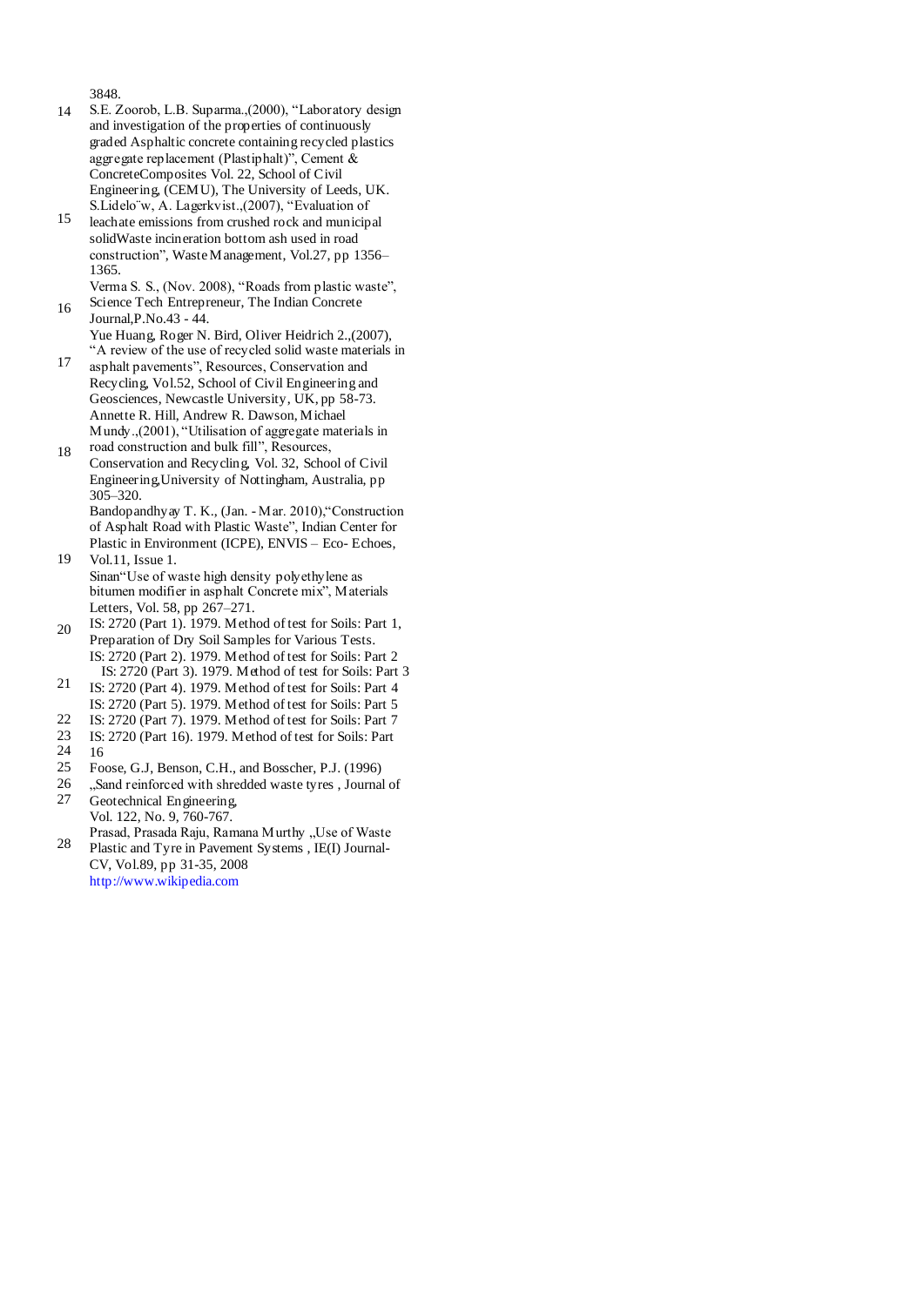3848.

14. S.E. Zoorob, L.B. Suparma.,(2000), "Laboratory design and investigation of the properties of continuously graded Asphaltic concrete containing recycled plastics aggregate replacement (Plastiphalt)", Cement & ConcreteComposites Vol. 22, School of Civil Engineering, (CEMU), The University of Leeds, UK.
15. S.Lidelo¨w, A. Lagerkvist.,(2007), "Evaluation of leachate emissions from crushed rock and municipal solidWaste incineration bottom ash used in road construction", Waste Management, Vol.27, pp 1356–1365.
16. Verma S. S., (Nov. 2008), "Roads from plastic waste", Science Tech Entrepreneur, The Indian Concrete Journal,P.No.43 - 44.
17. Yue Huang, Roger N. Bird, Oliver Heidrich 2.,(2007), "A review of the use of recycled solid waste materials in asphalt pavements", Resources, Conservation and Recycling, Vol.52, School of Civil Engineering and Geosciences, Newcastle University, UK, pp 58-73.
18. Annette R. Hill, Andrew R. Dawson, Michael Mundy.,(2001), "Utilisation of aggregate materials in road construction and bulk fill", Resources, Conservation and Recycling, Vol. 32, School of Civil Engineering,University of Nottingham, Australia, pp 305–320.
19. Bandopandhyay T. K., (Jan. - Mar. 2010),"Construction of Asphalt Road with Plastic Waste", Indian Center for Plastic in Environment (ICPE), ENVIS – Eco- Echoes, Vol.11, Issue 1.
20. Sinan"Use of waste high density polyethylene as bitumen modifier in asphalt Concrete mix", Materials Letters, Vol. 58, pp 267–271.
21. IS: 2720 (Part 1). 1979. Method of test for Soils: Part 1, Preparation of Dry Soil Samples for Various Tests.
22. IS: 2720 (Part 2). 1979. Method of test for Soils: Part 2
23. IS: 2720 (Part 3). 1979. Method of test for Soils: Part 3
24. IS: 2720 (Part 4). 1979. Method of test for Soils: Part 4
25. IS: 2720 (Part 5). 1979. Method of test for Soils: Part 5
26. IS: 2720 (Part 7). 1979. Method of test for Soils: Part 7
27. IS: 2720 (Part 16). 1979. Method of test for Soils: Part 16
28. Foose, G.J, Benson, C.H., and Bosscher, P.J. (1996) „Sand reinforced with shredded waste tyres , Journal of Geotechnical Engineering, Vol. 122, No. 9, 760-767.
29. Prasad, Prasada Raju, Ramana Murthy „Use of Waste Plastic and Tyre in Pavement Systems , IE(I) Journal-CV, Vol.89, pp 31-35, 2008
30. http://www.wikipedia.com